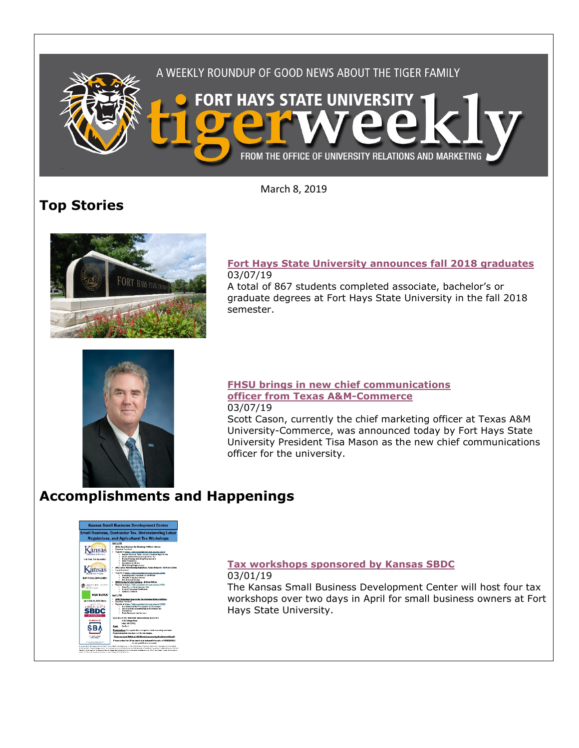A WEEKLY ROUNDUP OF GOOD NEWS ABOUT THE TIGER FAMILY

FORT HAYS STATE UNIVERSITY

tigerweekly

FROM THE OFFICE OF UNIVERSITY RELATIONS AND MARKETING

March 8, 2019

# Top Stories

**Fort Hays State University announces fall 2018 graduates**

03/07/19

A total of 867 students completed associate, bachelor's or graduate degrees at Fort Hays State University in the fall 2018 semester.

**FHSU brings in new chief communications officer from Texas A&M-Commerce**

03/07/19

Scott Cason, currently the chief marketing officer at Texas A&M University-Commerce, was announced today by Fort Hays State University President Tisa Mason as the new chief communications officer for the university.

# Accomplishments and Happenings

**Tax workshops sponsored by Kansas SBDC**

03/01/19

The Kansas Small Business Development Center will host four tax workshops over two days in April for small business owners at Fort Hays State University.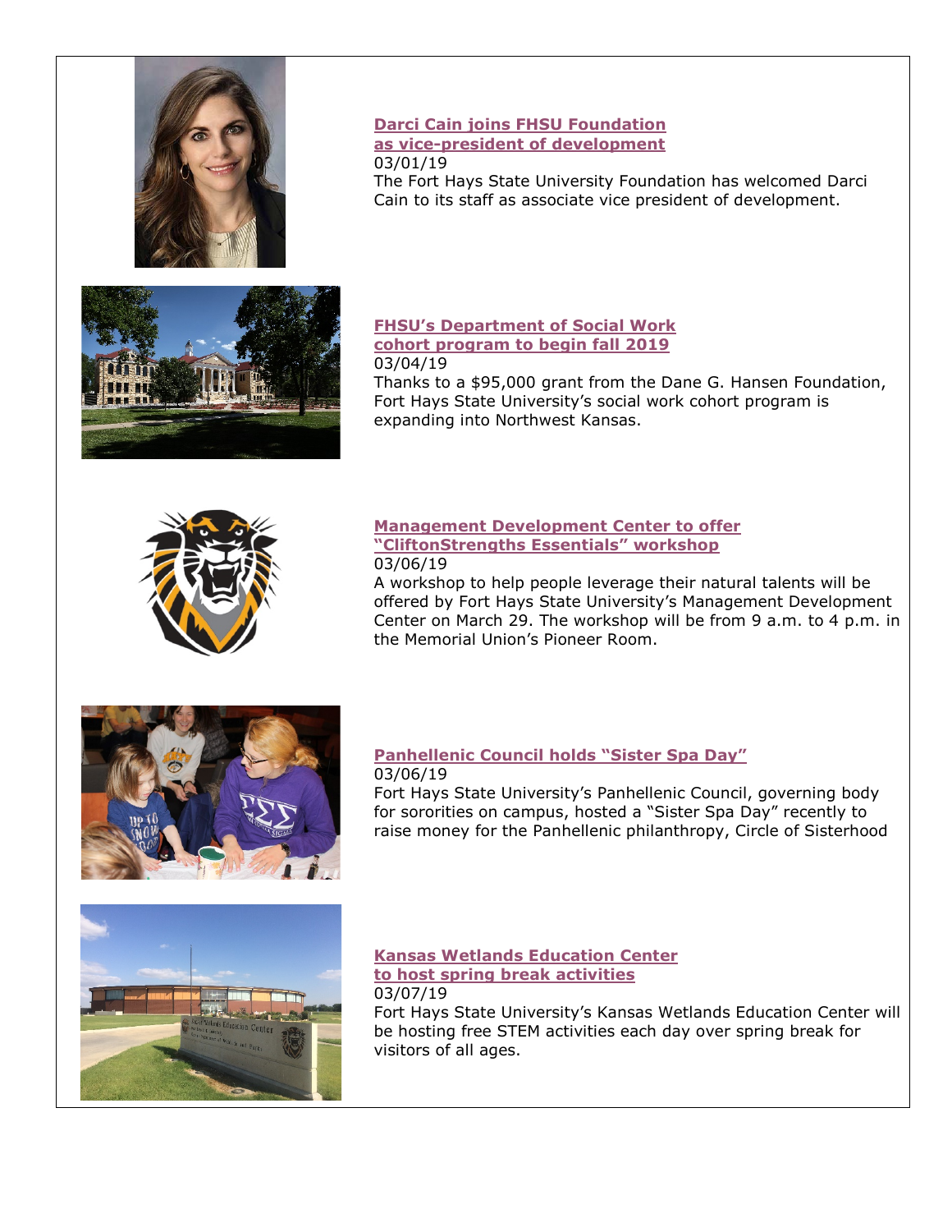**[Darci Cain joins FHSU Foundation as vice-president of development]**
03/01/19
The Fort Hays State University Foundation has welcomed Darci Cain to its staff as associate vice president of development.

**[FHSU's Department of Social Work cohort program to begin fall 2019]**
03/04/19
Thanks to a $95,000 grant from the Dane G. Hansen Foundation, Fort Hays State University's social work cohort program is expanding into Northwest Kansas.

**[Management Development Center to offer "CliftonStrengths Essentials" workshop]**
03/06/19
A workshop to help people leverage their natural talents will be offered by Fort Hays State University's Management Development Center on March 29. The workshop will be from 9 a.m. to 4 p.m. in the Memorial Union's Pioneer Room.

**[Panhellenic Council holds "Sister Spa Day"]**
03/06/19
Fort Hays State University's Panhellenic Council, governing body for sororities on campus, hosted a "Sister Spa Day" recently to raise money for the Panhellenic philanthropy, Circle of Sisterhood

**[Kansas Wetlands Education Center to host spring break activities]**
03/07/19
Fort Hays State University's Kansas Wetlands Education Center will be hosting free STEM activities each day over spring break for visitors of all ages.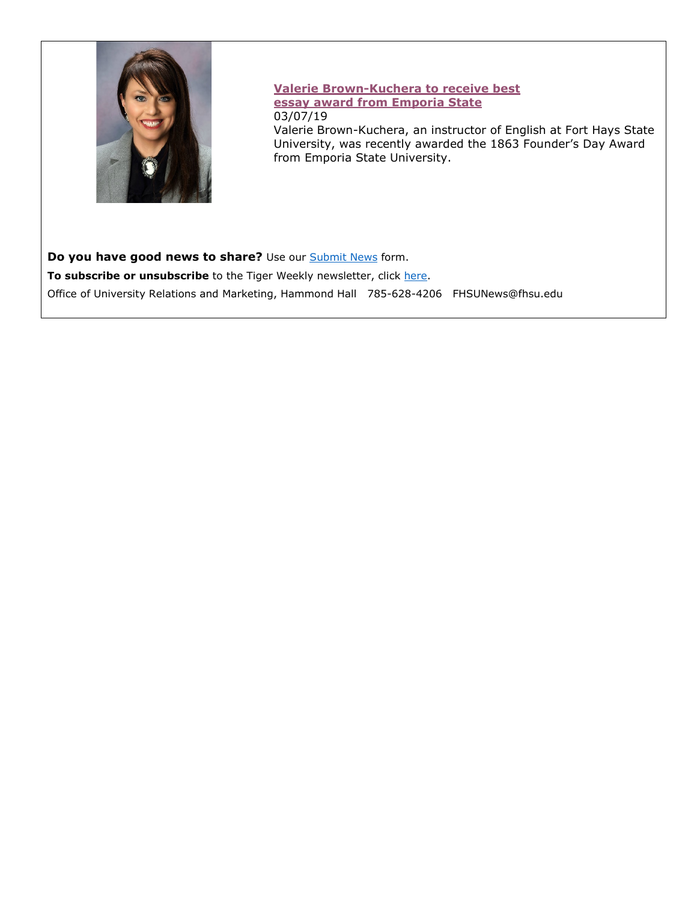**[Valerie Brown-Kuchera to receive best essay award from Emporia State]**

03/07/19

Valerie Brown-Kuchera, an instructor of English at Fort Hays State University, was recently awarded the 1863 Founder's Day Award from Emporia State University.

**Do you have good news to share?** Use our [Submit News] form.

**To subscribe or unsubscribe** to the Tiger Weekly newsletter, click [here].

Office of University Relations and Marketing, Hammond Hall 785-628-4206 FHSUNews@fhsu.edu